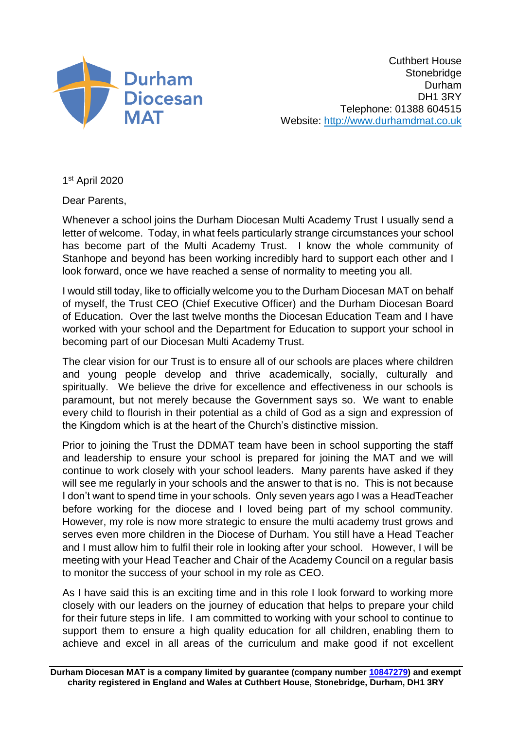Durham Diocesan MAT

Cuthbert House
Stonebridge
Durham
DH1 3RY
Telephone: 01388 604515
Website: http://www.durhamdmat.co.uk

1st April 2020

Dear Parents,

Whenever a school joins the Durham Diocesan Multi Academy Trust I usually send a letter of welcome. Today, in what feels particularly strange circumstances your school has become part of the Multi Academy Trust. I know the whole community of Stanhope and beyond has been working incredibly hard to support each other and I look forward, once we have reached a sense of normality to meeting you all.

I would still today, like to officially welcome you to the Durham Diocesan MAT on behalf of myself, the Trust CEO (Chief Executive Officer) and the Durham Diocesan Board of Education. Over the last twelve months the Diocesan Education Team and I have worked with your school and the Department for Education to support your school in becoming part of our Diocesan Multi Academy Trust.

The clear vision for our Trust is to ensure all of our schools are places where children and young people develop and thrive academically, socially, culturally and spiritually. We believe the drive for excellence and effectiveness in our schools is paramount, but not merely because the Government says so. We want to enable every child to flourish in their potential as a child of God as a sign and expression of the Kingdom which is at the heart of the Church's distinctive mission.

Prior to joining the Trust the DDMAT team have been in school supporting the staff and leadership to ensure your school is prepared for joining the MAT and we will continue to work closely with your school leaders. Many parents have asked if they will see me regularly in your schools and the answer to that is no. This is not because I don't want to spend time in your schools. Only seven years ago I was a HeadTeacher before working for the diocese and I loved being part of my school community. However, my role is now more strategic to ensure the multi academy trust grows and serves even more children in the Diocese of Durham. You still have a Head Teacher and I must allow him to fulfil their role in looking after your school. However, I will be meeting with your Head Teacher and Chair of the Academy Council on a regular basis to monitor the success of your school in my role as CEO.

As I have said this is an exciting time and in this role I look forward to working more closely with our leaders on the journey of education that helps to prepare your child for their future steps in life. I am committed to working with your school to continue to support them to ensure a high quality education for all children, enabling them to achieve and excel in all areas of the curriculum and make good if not excellent

**Durham Diocesan MAT is a company limited by guarantee (company number 10847279) and exempt charity registered in England and Wales at Cuthbert House, Stonebridge, Durham, DH1 3RY**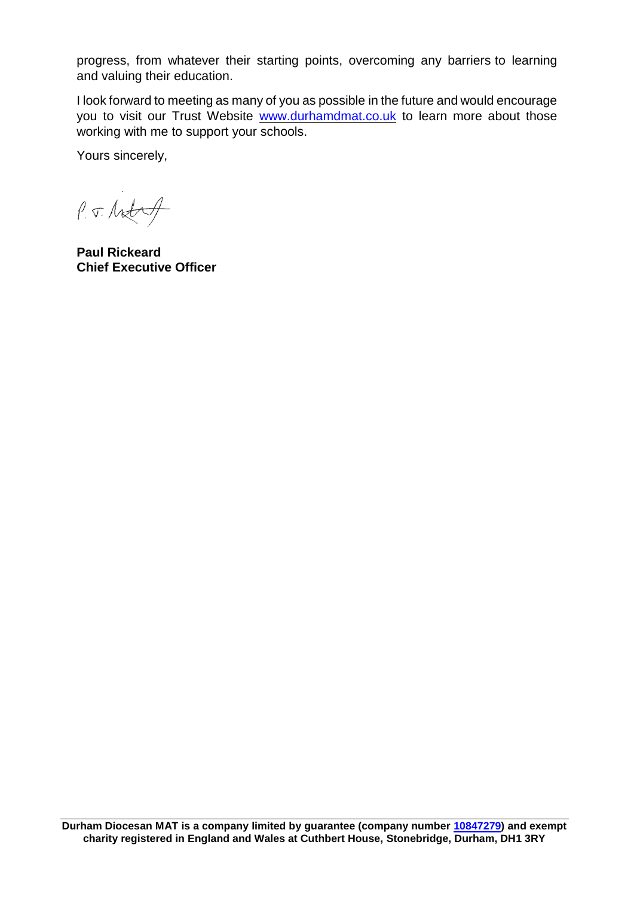progress, from whatever their starting points, overcoming any barriers to learning and valuing their education.

I look forward to meeting as many of you as possible in the future and would encourage you to visit our Trust Website [www.durhamdmat.co.uk](http://www.durhamdmat.co.uk) to learn more about those working with me to support your schools.

Yours sincerely,

**Paul Rickeard**
**Chief Executive Officer**

**Durham Diocesan MAT is a company limited by guarantee (company number 10847279) and exempt charity registered in England and Wales at Cuthbert House, Stonebridge, Durham, DH1 3RY**